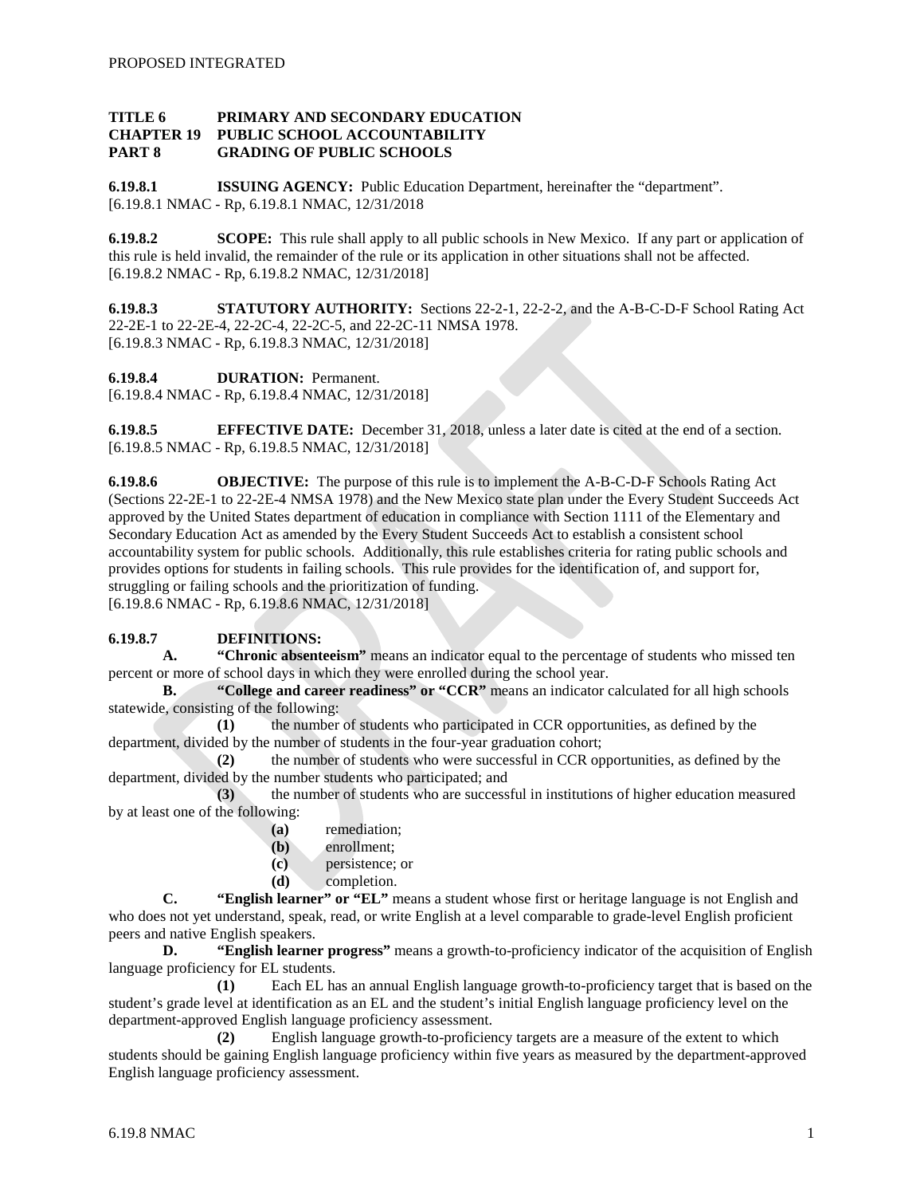PROPOSED INTEGRATED

**TITLE 6 PRIMARY AND SECONDARY EDUCATION**
**CHAPTER 19 PUBLIC SCHOOL ACCOUNTABILITY**
**PART 8 GRADING OF PUBLIC SCHOOLS**

**6.19.8.1 ISSUING AGENCY:** Public Education Department, hereinafter the "department".
[6.19.8.1 NMAC - Rp, 6.19.8.1 NMAC, 12/31/2018

**6.19.8.2 SCOPE:** This rule shall apply to all public schools in New Mexico. If any part or application of this rule is held invalid, the remainder of the rule or its application in other situations shall not be affected.
[6.19.8.2 NMAC - Rp, 6.19.8.2 NMAC, 12/31/2018]

**6.19.8.3 STATUTORY AUTHORITY:** Sections 22-2-1, 22-2-2, and the A-B-C-D-F School Rating Act 22-2E-1 to 22-2E-4, 22-2C-4, 22-2C-5, and 22-2C-11 NMSA 1978.
[6.19.8.3 NMAC - Rp, 6.19.8.3 NMAC, 12/31/2018]

**6.19.8.4 DURATION:** Permanent.
[6.19.8.4 NMAC - Rp, 6.19.8.4 NMAC, 12/31/2018]

**6.19.8.5 EFFECTIVE DATE:** December 31, 2018, unless a later date is cited at the end of a section.
[6.19.8.5 NMAC - Rp, 6.19.8.5 NMAC, 12/31/2018]

**6.19.8.6 OBJECTIVE:** The purpose of this rule is to implement the A-B-C-D-F Schools Rating Act (Sections 22-2E-1 to 22-2E-4 NMSA 1978) and the New Mexico state plan under the Every Student Succeeds Act approved by the United States department of education in compliance with Section 1111 of the Elementary and Secondary Education Act as amended by the Every Student Succeeds Act to establish a consistent school accountability system for public schools. Additionally, this rule establishes criteria for rating public schools and provides options for students in failing schools. This rule provides for the identification of, and support for, struggling or failing schools and the prioritization of funding.
[6.19.8.6 NMAC - Rp, 6.19.8.6 NMAC, 12/31/2018]

**6.19.8.7 DEFINITIONS:**

**A. "Chronic absenteeism"** means an indicator equal to the percentage of students who missed ten percent or more of school days in which they were enrolled during the school year.

**B. "College and career readiness" or "CCR"** means an indicator calculated for all high schools statewide, consisting of the following:

**(1)** the number of students who participated in CCR opportunities, as defined by the department, divided by the number of students in the four-year graduation cohort;

**(2)** the number of students who were successful in CCR opportunities, as defined by the department, divided by the number students who participated; and

**(3)** the number of students who are successful in institutions of higher education measured by at least one of the following:

**(a)** remediation;
**(b)** enrollment;
**(c)** persistence; or
**(d)** completion.

**C. "English learner" or "EL"** means a student whose first or heritage language is not English and who does not yet understand, speak, read, or write English at a level comparable to grade-level English proficient peers and native English speakers.

**D. "English learner progress"** means a growth-to-proficiency indicator of the acquisition of English language proficiency for EL students.

**(1)** Each EL has an annual English language growth-to-proficiency target that is based on the student's grade level at identification as an EL and the student's initial English language proficiency level on the department-approved English language proficiency assessment.

**(2)** English language growth-to-proficiency targets are a measure of the extent to which students should be gaining English language proficiency within five years as measured by the department-approved English language proficiency assessment.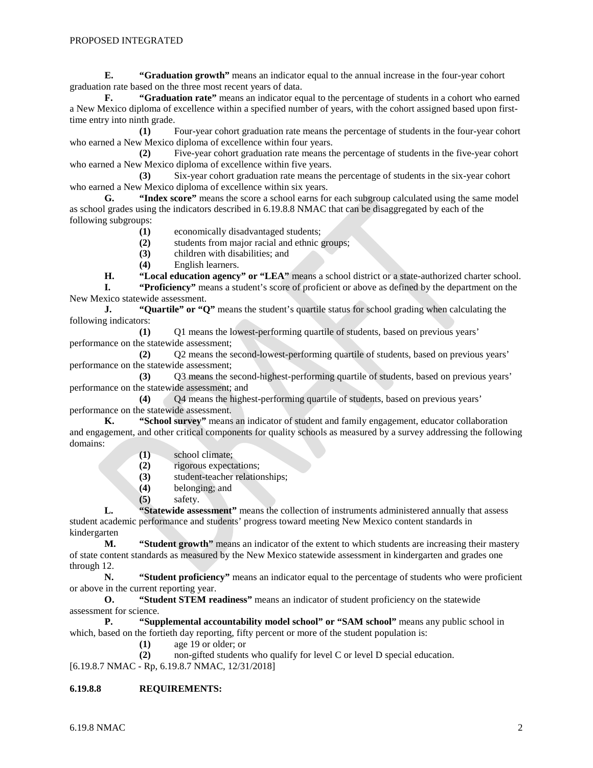**E. "Graduation growth"** means an indicator equal to the annual increase in the four-year cohort graduation rate based on the three most recent years of data.

**F. "Graduation rate"** means an indicator equal to the percentage of students in a cohort who earned a New Mexico diploma of excellence within a specified number of years, with the cohort assigned based upon first-time entry into ninth grade.

**(1)** Four-year cohort graduation rate means the percentage of students in the four-year cohort who earned a New Mexico diploma of excellence within four years.

**(2)** Five-year cohort graduation rate means the percentage of students in the five-year cohort who earned a New Mexico diploma of excellence within five years.

**(3)** Six-year cohort graduation rate means the percentage of students in the six-year cohort who earned a New Mexico diploma of excellence within six years.

**G. "Index score"** means the score a school earns for each subgroup calculated using the same model as school grades using the indicators described in 6.19.8.8 NMAC that can be disaggregated by each of the following subgroups:

**(1)** economically disadvantaged students;

**(2)** students from major racial and ethnic groups;

**(3)** children with disabilities; and

**(4)** English learners.

**H. "Local education agency" or "LEA"** means a school district or a state-authorized charter school.

**I. "Proficiency"** means a student's score of proficient or above as defined by the department on the New Mexico statewide assessment.

**J. "Quartile" or "Q"** means the student's quartile status for school grading when calculating the following indicators:

**(1)** Q1 means the lowest-performing quartile of students, based on previous years' performance on the statewide assessment;

**(2)** Q2 means the second-lowest-performing quartile of students, based on previous years' performance on the statewide assessment;

**(3)** Q3 means the second-highest-performing quartile of students, based on previous years' performance on the statewide assessment; and

**(4)** Q4 means the highest-performing quartile of students, based on previous years' performance on the statewide assessment.

**K. "School survey"** means an indicator of student and family engagement, educator collaboration and engagement, and other critical components for quality schools as measured by a survey addressing the following domains:

**(1)** school climate;

**(2)** rigorous expectations;

**(3)** student-teacher relationships;

**(4)** belonging; and

**(5)** safety.

**L. "Statewide assessment"** means the collection of instruments administered annually that assess student academic performance and students' progress toward meeting New Mexico content standards in kindergarten

**M. "Student growth"** means an indicator of the extent to which students are increasing their mastery of state content standards as measured by the New Mexico statewide assessment in kindergarten and grades one through 12.

**N. "Student proficiency"** means an indicator equal to the percentage of students who were proficient or above in the current reporting year.

**O. "Student STEM readiness"** means an indicator of student proficiency on the statewide assessment for science.

**P. "Supplemental accountability model school" or "SAM school"** means any public school in which, based on the fortieth day reporting, fifty percent or more of the student population is:

**(1)** age 19 or older; or

**(2)** non-gifted students who qualify for level C or level D special education.

[6.19.8.7 NMAC - Rp, 6.19.8.7 NMAC, 12/31/2018]

**6.19.8.8 REQUIREMENTS:**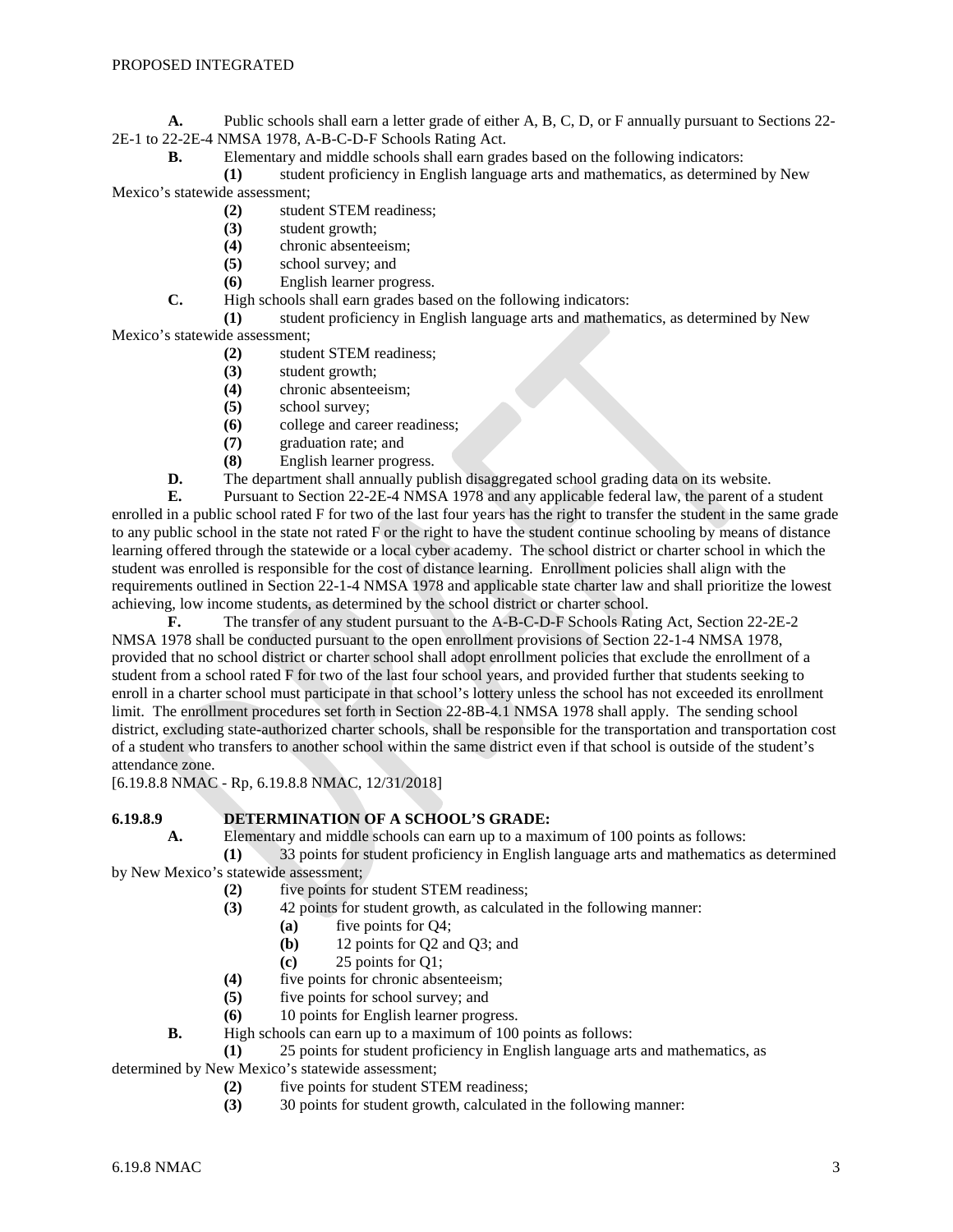**A.** Public schools shall earn a letter grade of either A, B, C, D, or F annually pursuant to Sections 22-2E-1 to 22-2E-4 NMSA 1978, A-B-C-D-F Schools Rating Act.

**B.** Elementary and middle schools shall earn grades based on the following indicators:

**(1)** student proficiency in English language arts and mathematics, as determined by New Mexico's statewide assessment;

**(2)** student STEM readiness;

**(3)** student growth;

**(4)** chronic absenteeism;

**(5)** school survey; and

**(6)** English learner progress.

**C.** High schools shall earn grades based on the following indicators:

**(1)** student proficiency in English language arts and mathematics, as determined by New Mexico's statewide assessment;

**(2)** student STEM readiness;

**(3)** student growth;

**(4)** chronic absenteeism;

**(5)** school survey;

**(6)** college and career readiness;

**(7)** graduation rate; and

**(8)** English learner progress.

**D.** The department shall annually publish disaggregated school grading data on its website.

**E.** Pursuant to Section 22-2E-4 NMSA 1978 and any applicable federal law, the parent of a student enrolled in a public school rated F for two of the last four years has the right to transfer the student in the same grade to any public school in the state not rated F or the right to have the student continue schooling by means of distance learning offered through the statewide or a local cyber academy. The school district or charter school in which the student was enrolled is responsible for the cost of distance learning. Enrollment policies shall align with the requirements outlined in Section 22-1-4 NMSA 1978 and applicable state charter law and shall prioritize the lowest achieving, low income students, as determined by the school district or charter school.

**F.** The transfer of any student pursuant to the A-B-C-D-F Schools Rating Act, Section 22-2E-2 NMSA 1978 shall be conducted pursuant to the open enrollment provisions of Section 22-1-4 NMSA 1978, provided that no school district or charter school shall adopt enrollment policies that exclude the enrollment of a student from a school rated F for two of the last four school years, and provided further that students seeking to enroll in a charter school must participate in that school's lottery unless the school has not exceeded its enrollment limit. The enrollment procedures set forth in Section 22-8B-4.1 NMSA 1978 shall apply. The sending school district, excluding state-authorized charter schools, shall be responsible for the transportation and transportation cost of a student who transfers to another school within the same district even if that school is outside of the student's attendance zone.

[6.19.8.8 NMAC - Rp, 6.19.8.8 NMAC, 12/31/2018]

**6.19.8.9 DETERMINATION OF A SCHOOL'S GRADE:**

**A.** Elementary and middle schools can earn up to a maximum of 100 points as follows:

**(1)** 33 points for student proficiency in English language arts and mathematics as determined by New Mexico's statewide assessment;

**(2)** five points for student STEM readiness;

**(3)** 42 points for student growth, as calculated in the following manner:

**(a)** five points for Q4;

**(b)** 12 points for Q2 and Q3; and

**(c)** 25 points for Q1;

**(4)** five points for chronic absenteeism;

**(5)** five points for school survey; and

**(6)** 10 points for English learner progress.

**B.** High schools can earn up to a maximum of 100 points as follows:

**(1)** 25 points for student proficiency in English language arts and mathematics, as determined by New Mexico's statewide assessment;

**(2)** five points for student STEM readiness;

**(3)** 30 points for student growth, calculated in the following manner: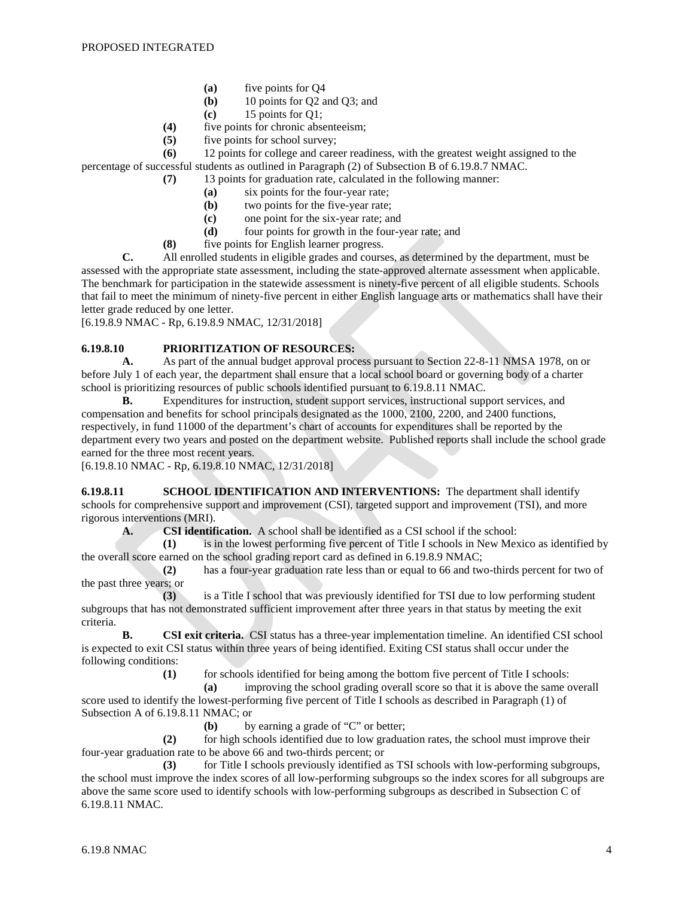**(a)** five points for Q4

**(b)** 10 points for Q2 and Q3; and

**(c)** 15 points for Q1;

**(4)** five points for chronic absenteeism;

**(5)** five points for school survey;

**(6)** 12 points for college and career readiness, with the greatest weight assigned to the percentage of successful students as outlined in Paragraph (2) of Subsection B of 6.19.8.7 NMAC.

**(7)** 13 points for graduation rate, calculated in the following manner:

**(a)** six points for the four-year rate;

**(b)** two points for the five-year rate;

**(c)** one point for the six-year rate; and

**(d)** four points for growth in the four-year rate; and

**(8)** five points for English learner progress.

**C.** All enrolled students in eligible grades and courses, as determined by the department, must be assessed with the appropriate state assessment, including the state-approved alternate assessment when applicable. The benchmark for participation in the statewide assessment is ninety-five percent of all eligible students. Schools that fail to meet the minimum of ninety-five percent in either English language arts or mathematics shall have their letter grade reduced by one letter.

[6.19.8.9 NMAC - Rp, 6.19.8.9 NMAC, 12/31/2018]

**6.19.8.10 PRIORITIZATION OF RESOURCES:**

**A.** As part of the annual budget approval process pursuant to Section 22-8-11 NMSA 1978, on or before July 1 of each year, the department shall ensure that a local school board or governing body of a charter school is prioritizing resources of public schools identified pursuant to 6.19.8.11 NMAC.

**B.** Expenditures for instruction, student support services, instructional support services, and compensation and benefits for school principals designated as the 1000, 2100, 2200, and 2400 functions, respectively, in fund 11000 of the department's chart of accounts for expenditures shall be reported by the department every two years and posted on the department website. Published reports shall include the school grade earned for the three most recent years.

[6.19.8.10 NMAC - Rp, 6.19.8.10 NMAC, 12/31/2018]

**6.19.8.11 SCHOOL IDENTIFICATION AND INTERVENTIONS:** The department shall identify schools for comprehensive support and improvement (CSI), targeted support and improvement (TSI), and more rigorous interventions (MRI).

**A. CSI identification.** A school shall be identified as a CSI school if the school:

**(1)** is in the lowest performing five percent of Title I schools in New Mexico as identified by the overall score earned on the school grading report card as defined in 6.19.8.9 NMAC;

**(2)** has a four-year graduation rate less than or equal to 66 and two-thirds percent for two of the past three years; or

**(3)** is a Title I school that was previously identified for TSI due to low performing student subgroups that has not demonstrated sufficient improvement after three years in that status by meeting the exit criteria.

**B. CSI exit criteria.** CSI status has a three-year implementation timeline. An identified CSI school is expected to exit CSI status within three years of being identified. Exiting CSI status shall occur under the following conditions:

**(1)** for schools identified for being among the bottom five percent of Title I schools:

**(a)** improving the school grading overall score so that it is above the same overall score used to identify the lowest-performing five percent of Title I schools as described in Paragraph (1) of Subsection A of 6.19.8.11 NMAC; or

**(b)** by earning a grade of "C" or better;

**(2)** for high schools identified due to low graduation rates, the school must improve their four-year graduation rate to be above 66 and two-thirds percent; or

**(3)** for Title I schools previously identified as TSI schools with low-performing subgroups, the school must improve the index scores of all low-performing subgroups so the index scores for all subgroups are above the same score used to identify schools with low-performing subgroups as described in Subsection C of 6.19.8.11 NMAC.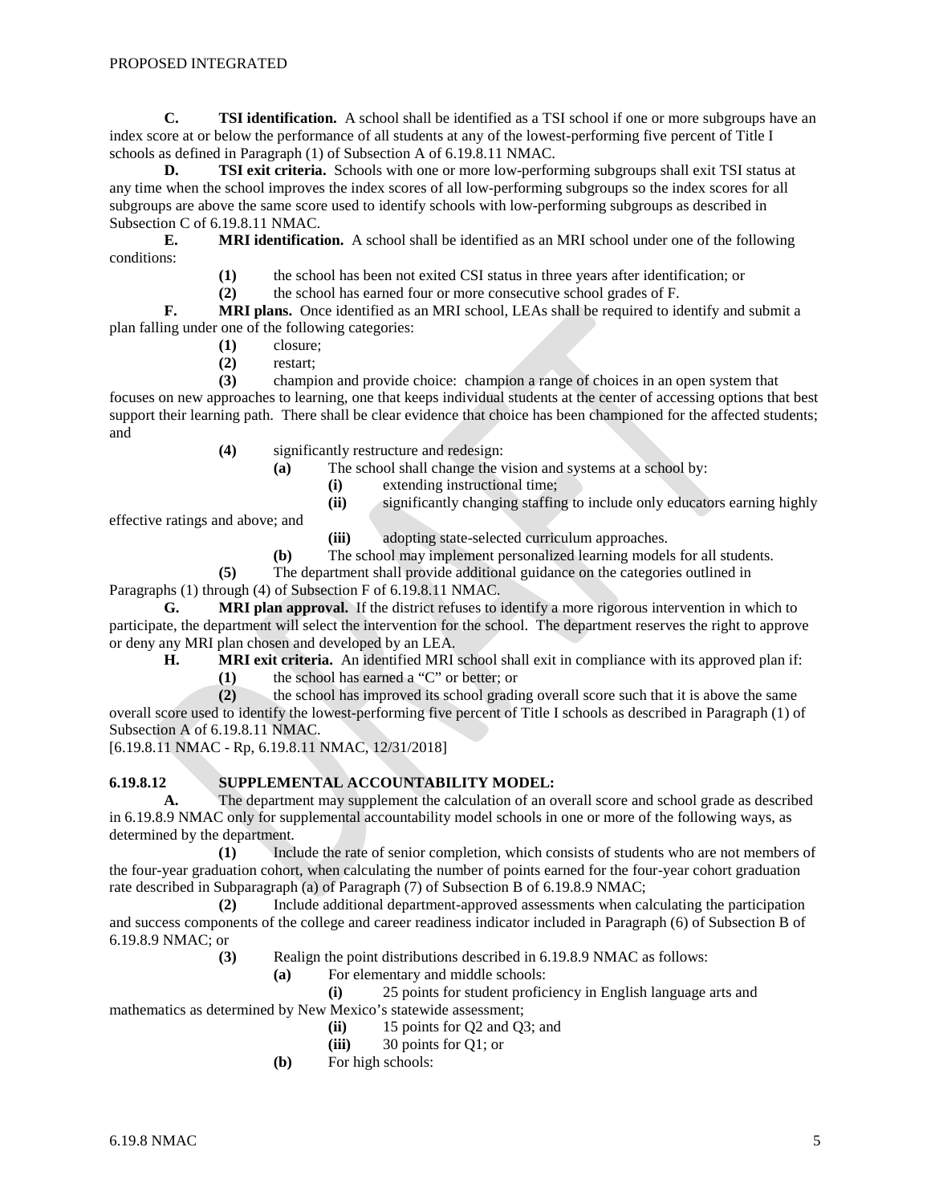**C. TSI identification.** A school shall be identified as a TSI school if one or more subgroups have an index score at or below the performance of all students at any of the lowest-performing five percent of Title I schools as defined in Paragraph (1) of Subsection A of 6.19.8.11 NMAC.

**D. TSI exit criteria.** Schools with one or more low-performing subgroups shall exit TSI status at any time when the school improves the index scores of all low-performing subgroups so the index scores for all subgroups are above the same score used to identify schools with low-performing subgroups as described in Subsection C of 6.19.8.11 NMAC.

**E. MRI identification.** A school shall be identified as an MRI school under one of the following conditions:

**(1)** the school has been not exited CSI status in three years after identification; or

**(2)** the school has earned four or more consecutive school grades of F.

**F. MRI plans.** Once identified as an MRI school, LEAs shall be required to identify and submit a plan falling under one of the following categories:

**(1)** closure;

**(2)** restart;

**(3)** champion and provide choice: champion a range of choices in an open system that focuses on new approaches to learning, one that keeps individual students at the center of accessing options that best support their learning path. There shall be clear evidence that choice has been championed for the affected students; and

**(4)** significantly restructure and redesign:

**(a)** The school shall change the vision and systems at a school by:

**(i)** extending instructional time;

**(ii)** significantly changing staffing to include only educators earning highly effective ratings and above; and

**(iii)** adopting state-selected curriculum approaches.

**(b)** The school may implement personalized learning models for all students.

**(5)** The department shall provide additional guidance on the categories outlined in Paragraphs (1) through (4) of Subsection F of 6.19.8.11 NMAC.

**G. MRI plan approval.** If the district refuses to identify a more rigorous intervention in which to participate, the department will select the intervention for the school. The department reserves the right to approve or deny any MRI plan chosen and developed by an LEA.

**H. MRI exit criteria.** An identified MRI school shall exit in compliance with its approved plan if:

**(1)** the school has earned a "C" or better; or

**(2)** the school has improved its school grading overall score such that it is above the same overall score used to identify the lowest-performing five percent of Title I schools as described in Paragraph (1) of Subsection A of 6.19.8.11 NMAC.

[6.19.8.11 NMAC - Rp, 6.19.8.11 NMAC, 12/31/2018]

**6.19.8.12 SUPPLEMENTAL ACCOUNTABILITY MODEL:**

**A.** The department may supplement the calculation of an overall score and school grade as described in 6.19.8.9 NMAC only for supplemental accountability model schools in one or more of the following ways, as determined by the department.

**(1)** Include the rate of senior completion, which consists of students who are not members of the four-year graduation cohort, when calculating the number of points earned for the four-year cohort graduation rate described in Subparagraph (a) of Paragraph (7) of Subsection B of 6.19.8.9 NMAC;

**(2)** Include additional department-approved assessments when calculating the participation and success components of the college and career readiness indicator included in Paragraph (6) of Subsection B of 6.19.8.9 NMAC; or

**(3)** Realign the point distributions described in 6.19.8.9 NMAC as follows:

**(a)** For elementary and middle schools:

**(i)** 25 points for student proficiency in English language arts and mathematics as determined by New Mexico's statewide assessment;

**(ii)** 15 points for Q2 and Q3; and

**(iii)** 30 points for Q1; or

**(b)** For high schools: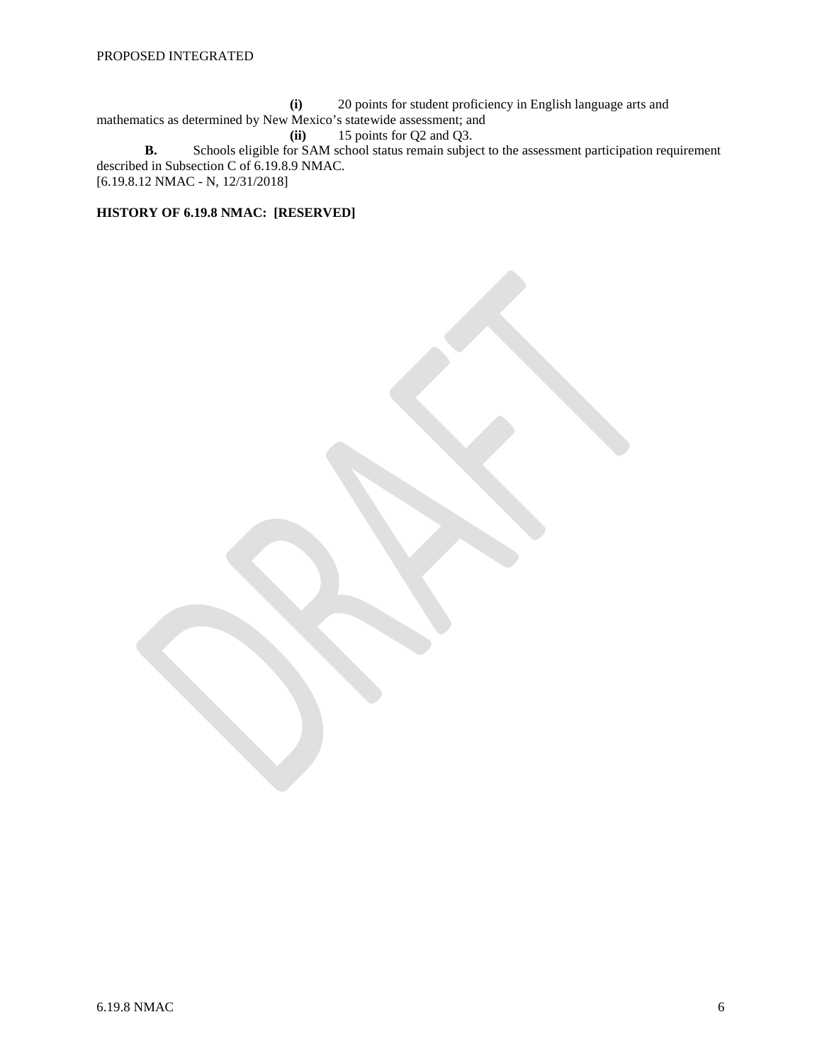**(i)** 20 points for student proficiency in English language arts and mathematics as determined by New Mexico's statewide assessment; and

**(ii)** 15 points for Q2 and Q3.

**B.** Schools eligible for SAM school status remain subject to the assessment participation requirement described in Subsection C of 6.19.8.9 NMAC.

[6.19.8.12 NMAC - N, 12/31/2018]

**HISTORY OF 6.19.8 NMAC: [RESERVED]**